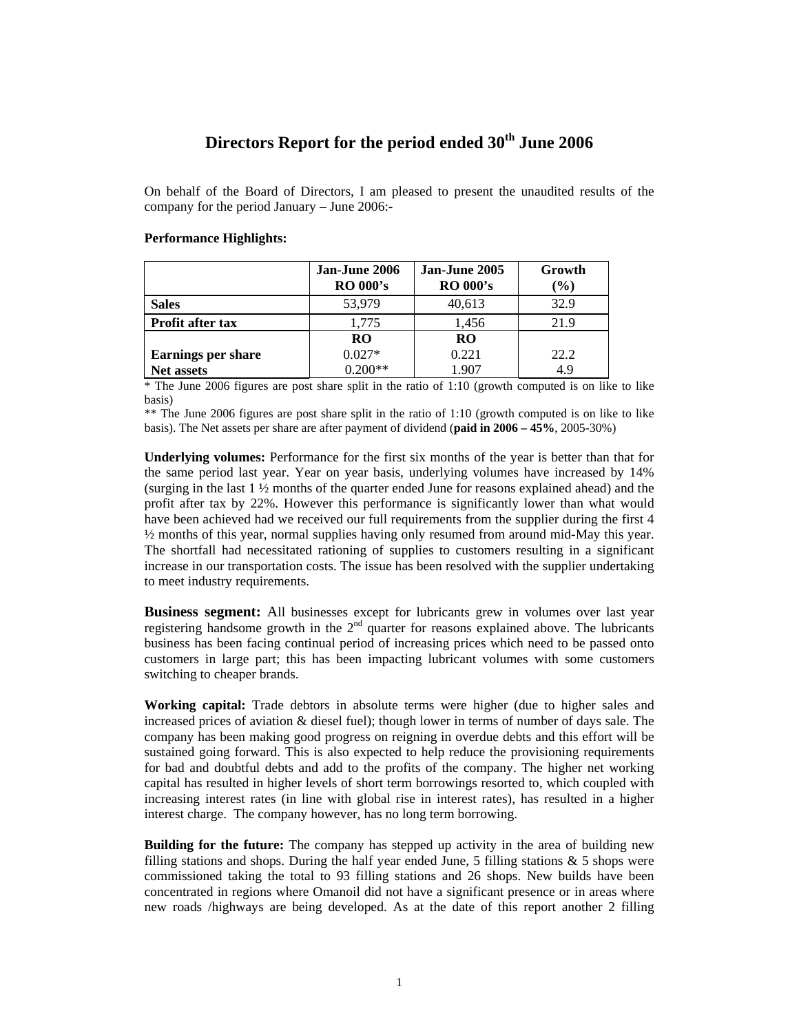# Directors Report for the period ended 30th June 2006

On behalf of the Board of Directors, I am pleased to present the unaudited results of the company for the period January – June 2006:-

**Performance Highlights:**

| | Jan-June 2006 RO 000's | Jan-June 2005 RO 000's | Growth (%) |
|---|---|---|---|
| **Sales** | 53,979 | 40,613 | 32.9 |
| **Profit after tax** | 1,775 | 1,456 | 21.9 |
| | RO | RO | |
| **Earnings per share** | 0.027* | 0.221 | 22.2 |
| **Net assets** | 0.200** | 1.907 | 4.9 |

\* The June 2006 figures are post share split in the ratio of 1:10 (growth computed is on like to like basis)

\*\* The June 2006 figures are post share split in the ratio of 1:10 (growth computed is on like to like basis). The Net assets per share are after payment of dividend (**paid in 2006 – 45%**, 2005-30%)

**Underlying volumes:** Performance for the first six months of the year is better than that for the same period last year. Year on year basis, underlying volumes have increased by 14% (surging in the last 1 ½ months of the quarter ended June for reasons explained ahead) and the profit after tax by 22%. However this performance is significantly lower than what would have been achieved had we received our full requirements from the supplier during the first 4 ½ months of this year, normal supplies having only resumed from around mid-May this year. The shortfall had necessitated rationing of supplies to customers resulting in a significant increase in our transportation costs. The issue has been resolved with the supplier undertaking to meet industry requirements.

**Business segment:** All businesses except for lubricants grew in volumes over last year registering handsome growth in the 2nd quarter for reasons explained above. The lubricants business has been facing continual period of increasing prices which need to be passed onto customers in large part; this has been impacting lubricant volumes with some customers switching to cheaper brands.

**Working capital:** Trade debtors in absolute terms were higher (due to higher sales and increased prices of aviation & diesel fuel); though lower in terms of number of days sale. The company has been making good progress on reigning in overdue debts and this effort will be sustained going forward. This is also expected to help reduce the provisioning requirements for bad and doubtful debts and add to the profits of the company. The higher net working capital has resulted in higher levels of short term borrowings resorted to, which coupled with increasing interest rates (in line with global rise in interest rates), has resulted in a higher interest charge. The company however, has no long term borrowing.

**Building for the future:** The company has stepped up activity in the area of building new filling stations and shops. During the half year ended June, 5 filling stations & 5 shops were commissioned taking the total to 93 filling stations and 26 shops. New builds have been concentrated in regions where Omanoil did not have a significant presence or in areas where new roads /highways are being developed. As at the date of this report another 2 filling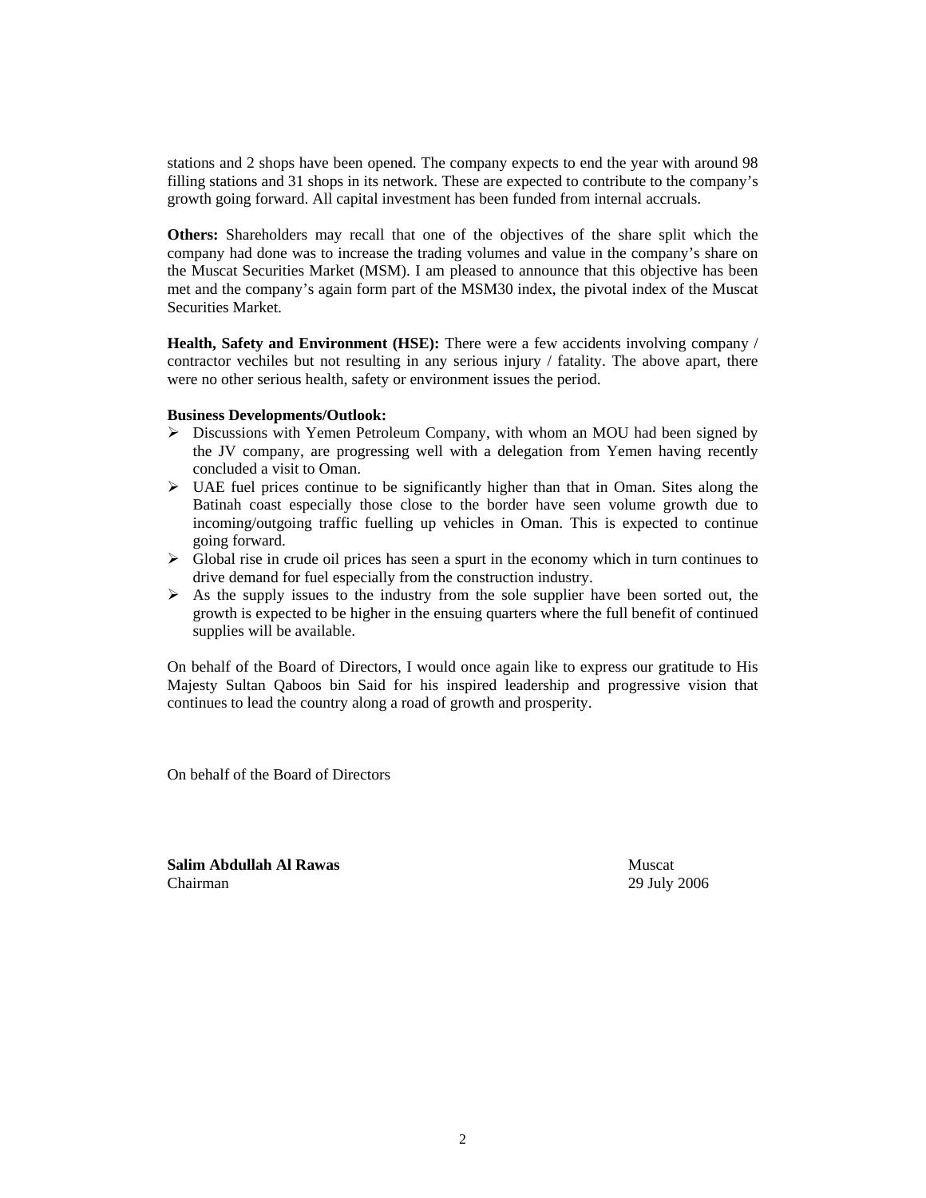stations and 2 shops have been opened. The company expects to end the year with around 98 filling stations and 31 shops in its network. These are expected to contribute to the company's growth going forward. All capital investment has been funded from internal accruals.

**Others:** Shareholders may recall that one of the objectives of the share split which the company had done was to increase the trading volumes and value in the company's share on the Muscat Securities Market (MSM). I am pleased to announce that this objective has been met and the company's again form part of the MSM30 index, the pivotal index of the Muscat Securities Market.

**Health, Safety and Environment (HSE):** There were a few accidents involving company / contractor vechiles but not resulting in any serious injury / fatality. The above apart, there were no other serious health, safety or environment issues the period.

**Business Developments/Outlook:**

- Discussions with Yemen Petroleum Company, with whom an MOU had been signed by the JV company, are progressing well with a delegation from Yemen having recently concluded a visit to Oman.
- UAE fuel prices continue to be significantly higher than that in Oman. Sites along the Batinah coast especially those close to the border have seen volume growth due to incoming/outgoing traffic fuelling up vehicles in Oman. This is expected to continue going forward.
- Global rise in crude oil prices has seen a spurt in the economy which in turn continues to drive demand for fuel especially from the construction industry.
- As the supply issues to the industry from the sole supplier have been sorted out, the growth is expected to be higher in the ensuing quarters where the full benefit of continued supplies will be available.

On behalf of the Board of Directors, I would once again like to express our gratitude to His Majesty Sultan Qaboos bin Said for his inspired leadership and progressive vision that continues to lead the country along a road of growth and prosperity.

On behalf of the Board of Directors

**Salim Abdullah Al Rawas**
Chairman

Muscat
29 July 2006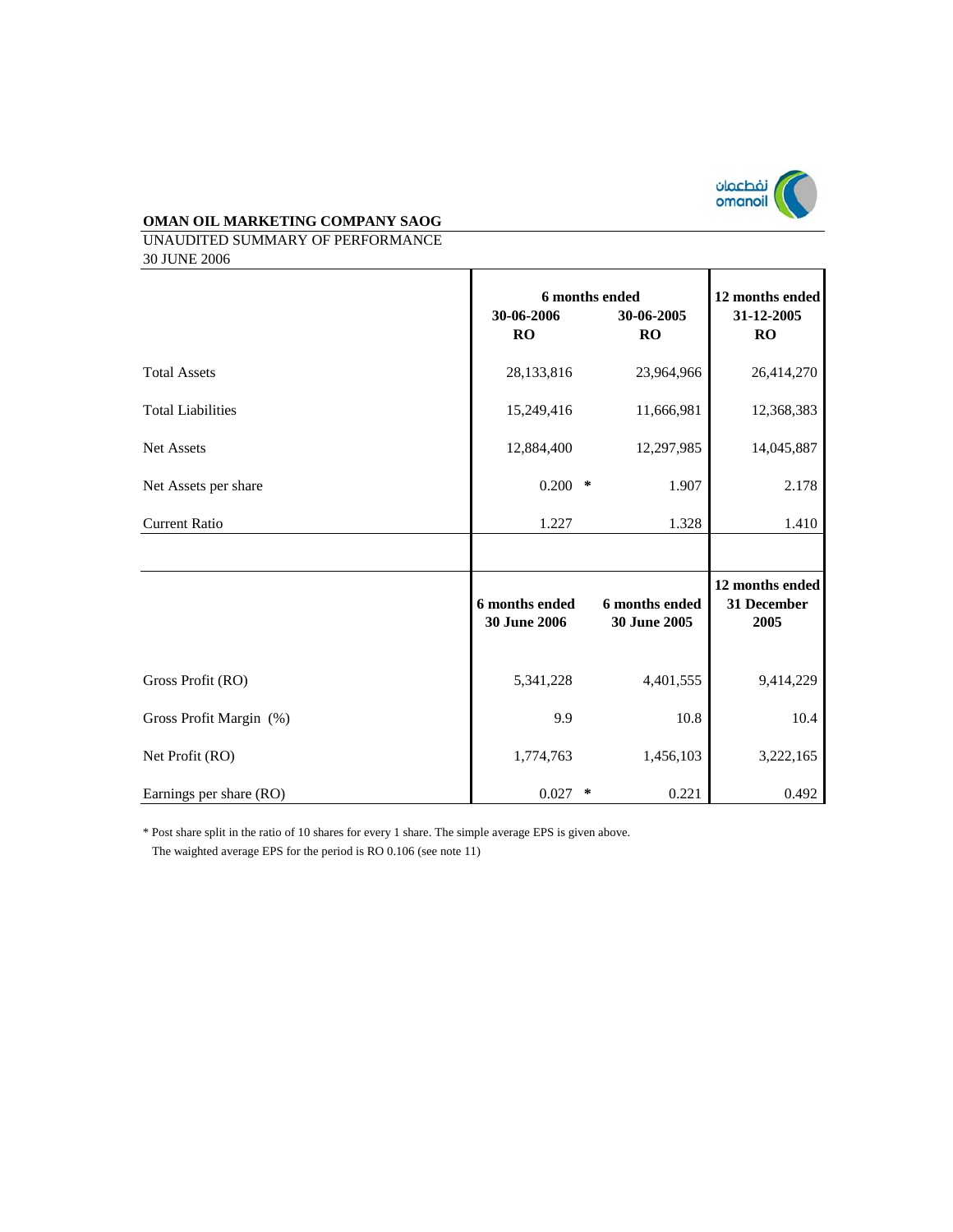**OMAN OIL MARKETING COMPANY SAOG**

UNAUDITED SUMMARY OF PERFORMANCE

30 JUNE 2006

| | 6 months ended | | 12 months ended |
|---|---|---|---|
| | 30-06-2006 RO | 30-06-2005 RO | 31-12-2005 RO |
| Total Assets | 28,133,816 | 23,964,966 | 26,414,270 |
| Total Liabilities | 15,249,416 | 11,666,981 | 12,368,383 |
| Net Assets | 12,884,400 | 12,297,985 | 14,045,887 |
| Net Assets per share | 0.200 * | 1.907 | 2.178 |
| Current Ratio | 1.227 | 1.328 | 1.410 |

| | 6 months ended 30 June 2006 | 6 months ended 30 June 2005 | 12 months ended 31 December 2005 |
|---|---|---|---|
| Gross Profit (RO) | 5,341,228 | 4,401,555 | 9,414,229 |
| Gross Profit Margin (%) | 9.9 | 10.8 | 10.4 |
| Net Profit (RO) | 1,774,763 | 1,456,103 | 3,222,165 |
| Earnings per share (RO) | 0.027 * | 0.221 | 0.492 |

* Post share split in the ratio of 10 shares for every 1 share. The simple average EPS is given above.
The waighted average EPS for the period is RO 0.106 (see note 11)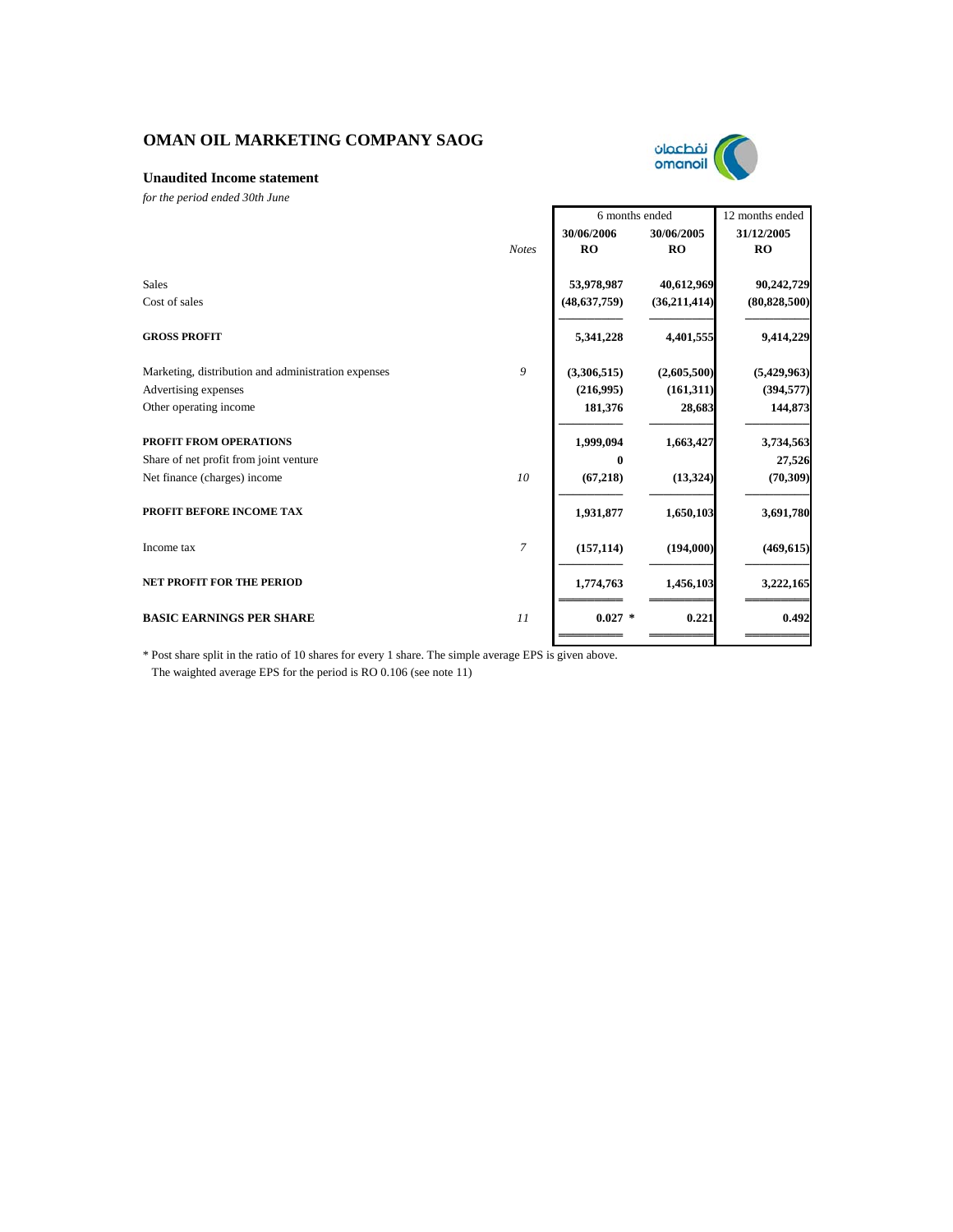# OMAN OIL MARKETING COMPANY SAOG

## Unaudited Income statement

*for the period ended 30th June*

| | Notes | 6 months ended 30/06/2006 RO | 6 months ended 30/06/2005 RO | 12 months ended 31/12/2005 RO |
|---|---|---|---|---|
| Sales | | 53,978,987 | 40,612,969 | 90,242,729 |
| Cost of sales | | (48,637,759) | (36,211,414) | (80,828,500) |
| **GROSS PROFIT** | | **5,341,228** | **4,401,555** | **9,414,229** |
| Marketing, distribution and administration expenses | *9* | (3,306,515) | (2,605,500) | (5,429,963) |
| Advertising expenses | | (216,995) | (161,311) | (394,577) |
| Other operating income | | 181,376 | 28,683 | 144,873 |
| **PROFIT FROM OPERATIONS** | | **1,999,094** | **1,663,427** | **3,734,563** |
| Share of net profit from joint venture | | 0 | | 27,526 |
| Net finance (charges) income | *10* | (67,218) | (13,324) | (70,309) |
| **PROFIT BEFORE INCOME TAX** | | **1,931,877** | **1,650,103** | **3,691,780** |
| Income tax | *7* | (157,114) | (194,000) | (469,615) |
| **NET PROFIT FOR THE PERIOD** | | **1,774,763** | **1,456,103** | **3,222,165** |
| **BASIC EARNINGS PER SHARE** | *11* | **0.027 *** | **0.221** | **0.492** |

* Post share split in the ratio of 10 shares for every 1 share. The simple average EPS is given above.
The waighted average EPS for the period is RO 0.106 (see note 11)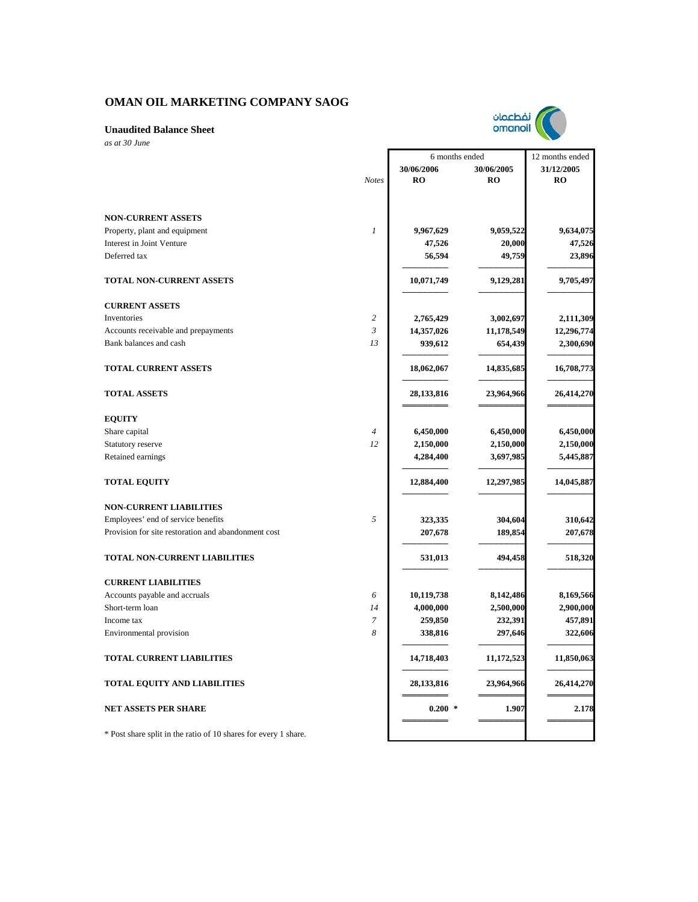# OMAN OIL MARKETING COMPANY SAOG

نفطعمان
omanoil

## Unaudited Balance Sheet

*as at 30 June*

| | Notes | 6 months ended 30/06/2006 RO | 6 months ended 30/06/2005 RO | 12 months ended 31/12/2005 RO |
|---|---|---|---|---|
| **NON-CURRENT ASSETS** | | | | |
| Property, plant and equipment | *1* | **9,967,629** | **9,059,522** | **9,634,075** |
| Interest in Joint Venture | | **47,526** | **20,000** | **47,526** |
| Deferred tax | | **56,594** | **49,759** | **23,896** |
| **TOTAL NON-CURRENT ASSETS** | | **10,071,749** | **9,129,281** | **9,705,497** |
| **CURRENT ASSETS** | | | | |
| Inventories | *2* | **2,765,429** | **3,002,697** | **2,111,309** |
| Accounts receivable and prepayments | *3* | **14,357,026** | **11,178,549** | **12,296,774** |
| Bank balances and cash | *13* | **939,612** | **654,439** | **2,300,690** |
| **TOTAL CURRENT ASSETS** | | **18,062,067** | **14,835,685** | **16,708,773** |
| **TOTAL ASSETS** | | **28,133,816** | **23,964,966** | **26,414,270** |
| **EQUITY** | | | | |
| Share capital | *4* | **6,450,000** | **6,450,000** | **6,450,000** |
| Statutory reserve | *12* | **2,150,000** | **2,150,000** | **2,150,000** |
| Retained earnings | | **4,284,400** | **3,697,985** | **5,445,887** |
| **TOTAL EQUITY** | | **12,884,400** | **12,297,985** | **14,045,887** |
| **NON-CURRENT LIABILITIES** | | | | |
| Employees' end of service benefits | *5* | **323,335** | **304,604** | **310,642** |
| Provision for site restoration and abandonment cost | | **207,678** | **189,854** | **207,678** |
| **TOTAL NON-CURRENT LIABILITIES** | | **531,013** | **494,458** | **518,320** |
| **CURRENT LIABILITIES** | | | | |
| Accounts payable and accruals | *6* | **10,119,738** | **8,142,486** | **8,169,566** |
| Short-term loan | *14* | **4,000,000** | **2,500,000** | **2,900,000** |
| Income tax | *7* | **259,850** | **232,391** | **457,891** |
| Environmental provision | *8* | **338,816** | **297,646** | **322,606** |
| **TOTAL CURRENT LIABILITIES** | | **14,718,403** | **11,172,523** | **11,850,063** |
| **TOTAL EQUITY AND LIABILITIES** | | **28,133,816** | **23,964,966** | **26,414,270** |
| **NET ASSETS PER SHARE** | | **0.200** * | **1.907** | **2.178** |

\* Post share split in the ratio of 10 shares for every 1 share.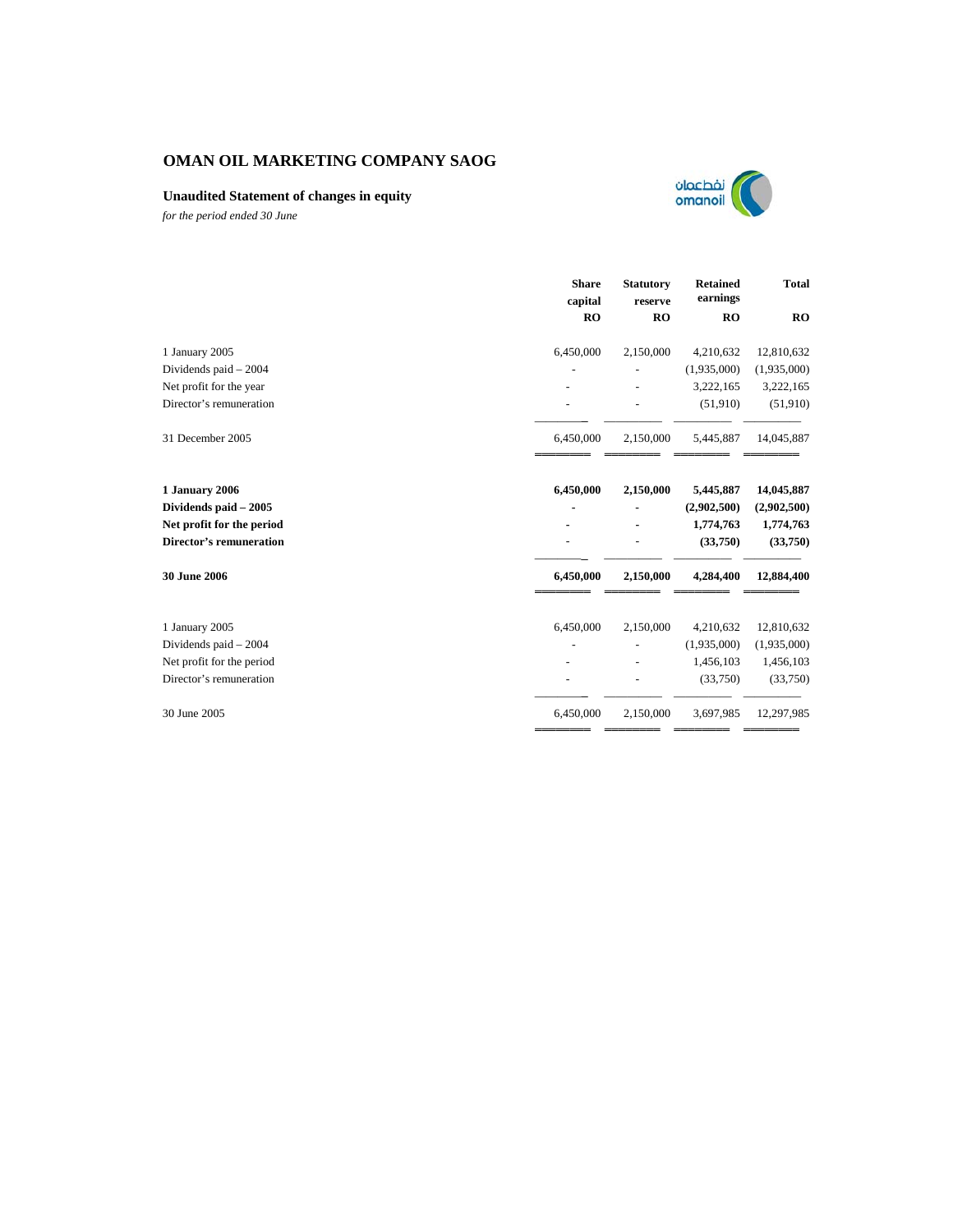# OMAN OIL MARKETING COMPANY SAOG

## Unaudited Statement of changes in equity

*for the period ended 30 June*

| | Share capital RO | Statutory reserve RO | Retained earnings RO | Total RO |
|---|---|---|---|---|
| 1 January 2005 | 6,450,000 | 2,150,000 | 4,210,632 | 12,810,632 |
| Dividends paid – 2004 | - | - | (1,935,000) | (1,935,000) |
| Net profit for the year | - | - | 3,222,165 | 3,222,165 |
| Director's remuneration | - | - | (51,910) | (51,910) |
| 31 December 2005 | 6,450,000 | 2,150,000 | 5,445,887 | 14,045,887 |
| **1 January 2006** | **6,450,000** | **2,150,000** | **5,445,887** | **14,045,887** |
| **Dividends paid – 2005** | **-** | **-** | **(2,902,500)** | **(2,902,500)** |
| **Net profit for the period** | **-** | **-** | **1,774,763** | **1,774,763** |
| **Director's remuneration** | - | - | **(33,750)** | **(33,750)** |
| **30 June 2006** | **6,450,000** | **2,150,000** | **4,284,400** | **12,884,400** |
| 1 January 2005 | 6,450,000 | 2,150,000 | 4,210,632 | 12,810,632 |
| Dividends paid – 2004 | - | - | (1,935,000) | (1,935,000) |
| Net profit for the period | - | - | 1,456,103 | 1,456,103 |
| Director's remuneration | - | - | (33,750) | (33,750) |
| 30 June 2005 | 6,450,000 | 2,150,000 | 3,697,985 | 12,297,985 |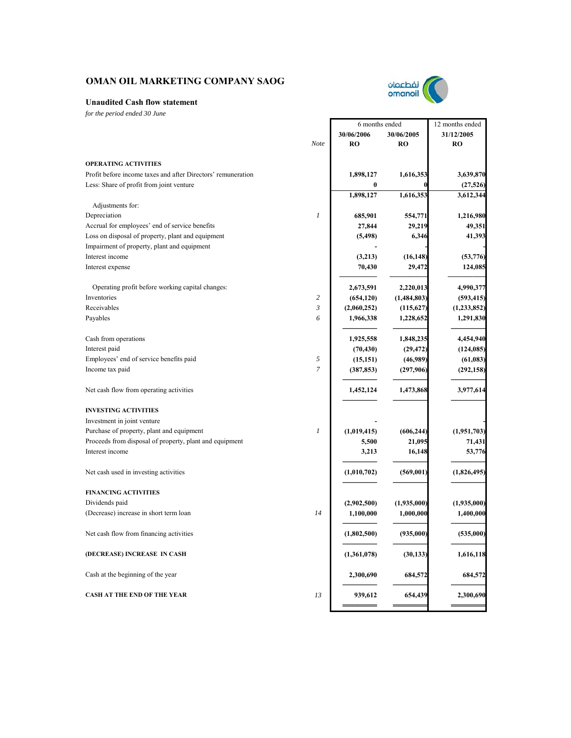# OMAN OIL MARKETING COMPANY SAOG

### Unaudited Cash flow statement

*for the period ended 30 June*

| | Note | 6 months ended 30/06/2006 RO | 6 months ended 30/06/2005 RO | 12 months ended 31/12/2005 RO |
|---|---|---|---|---|
| **OPERATING ACTIVITIES** | | | | |
| Profit before income taxes and after Directors' remuneration | | 1,898,127 | 1,616,353 | 3,639,870 |
| Less: Share of profit from joint venture | | 0 | 0 | (27,526) |
| | | 1,898,127 | 1,616,353 | 3,612,344 |
| Adjustments for: | | | | |
| Depreciation | *1* | 685,901 | 554,771 | 1,216,980 |
| Accrual for employees' end of service benefits | | 27,844 | 29,219 | 49,351 |
| Loss on disposal of property, plant and equipment | | (5,498) | 6,346 | 41,393 |
| Impairment of property, plant and equipment | | - | | - |
| Interest income | | (3,213) | (16,148) | (53,776) |
| Interest expense | | 70,430 | 29,472 | 124,085 |
| Operating profit before working capital changes: | | 2,673,591 | 2,220,013 | 4,990,377 |
| Inventories | *2* | (654,120) | (1,484,803) | (593,415) |
| Receivables | *3* | (2,060,252) | (115,627) | (1,233,852) |
| Payables | *6* | 1,966,338 | 1,228,652 | 1,291,830 |
| Cash from operations | | 1,925,558 | 1,848,235 | 4,454,940 |
| Interest paid | | (70,430) | (29,472) | (124,085) |
| Employees' end of service benefits paid | *5* | (15,151) | (46,989) | (61,083) |
| Income tax paid | *7* | (387,853) | (297,906) | (292,158) |
| Net cash flow from operating activities | | 1,452,124 | 1,473,868 | 3,977,614 |
| **INVESTING ACTIVITIES** | | | | |
| Investment in joint venture | | - | | - |
| Purchase of property, plant and equipment | *1* | (1,019,415) | (606,244) | (1,951,703) |
| Proceeds from disposal of property, plant and equipment | | 5,500 | 21,095 | 71,431 |
| Interest income | | 3,213 | 16,148 | 53,776 |
| Net cash used in investing activities | | (1,010,702) | (569,001) | (1,826,495) |
| **FINANCING ACTIVITIES** | | | | |
| Dividends paid | | (2,902,500) | (1,935,000) | (1,935,000) |
| (Decrease) increase in short term loan | *14* | 1,100,000 | 1,000,000 | 1,400,000 |
| Net cash flow from financing activities | | (1,802,500) | (935,000) | (535,000) |
| **(DECREASE) INCREASE IN CASH** | | (1,361,078) | (30,133) | 1,616,118 |
| Cash at the beginning of the year | | 2,300,690 | 684,572 | 684,572 |
| **CASH AT THE END OF THE YEAR** | *13* | 939,612 | 654,439 | 2,300,690 |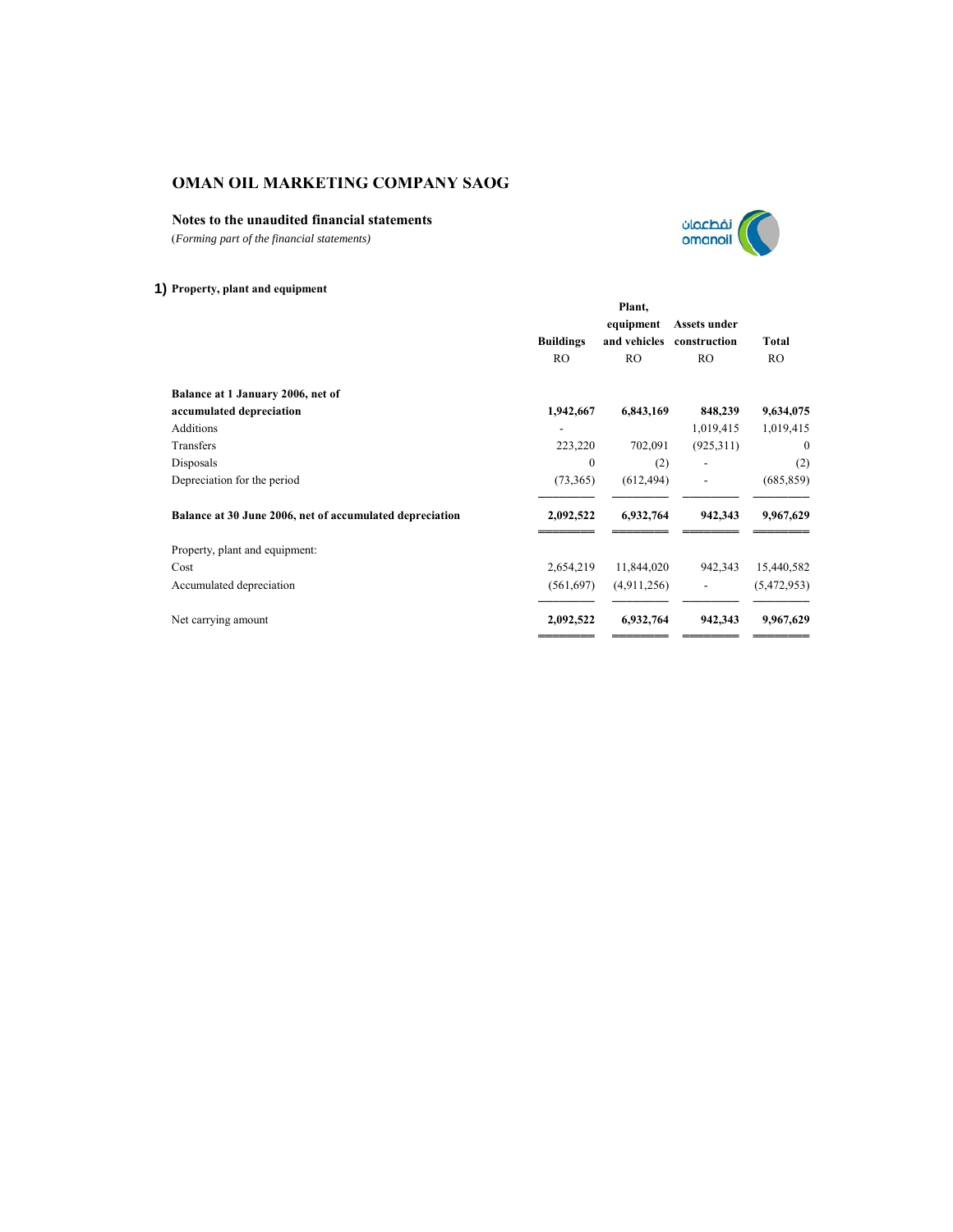# OMAN OIL MARKETING COMPANY SAOG

## Notes to the unaudited financial statements

*(Forming part of the financial statements)*

### 1) Property, plant and equipment

| | Buildings | Plant, equipment and vehicles | Assets under construction | Total |
|---|---|---|---|---|
| | RO | RO | RO | RO |
| **Balance at 1 January 2006, net of accumulated depreciation** | **1,942,667** | **6,843,169** | **848,239** | **9,634,075** |
| Additions | - | | 1,019,415 | 1,019,415 |
| Transfers | 223,220 | 702,091 | (925,311) | 0 |
| Disposals | 0 | (2) | - | (2) |
| Depreciation for the period | (73,365) | (612,494) | - | (685,859) |
| **Balance at 30 June 2006, net of accumulated depreciation** | **2,092,522** | **6,932,764** | **942,343** | **9,967,629** |
| Property, plant and equipment: | | | | |
| Cost | 2,654,219 | 11,844,020 | 942,343 | 15,440,582 |
| Accumulated depreciation | (561,697) | (4,911,256) | - | (5,472,953) |
| Net carrying amount | **2,092,522** | **6,932,764** | **942,343** | **9,967,629** |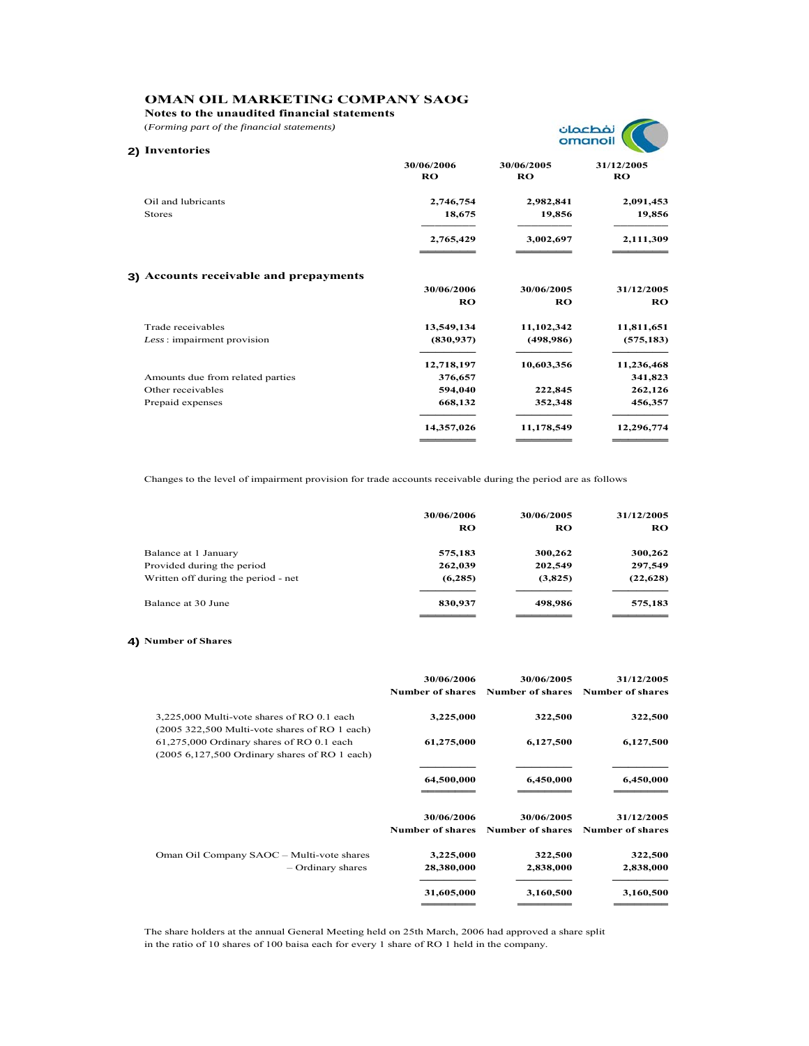# OMAN OIL MARKETING COMPANY SAOG

**Notes to the unaudited financial statements**

*(Forming part of the financial statements)*

## 2) Inventories

| | 30/06/2006 RO | 30/06/2005 RO | 31/12/2005 RO |
|---|---|---|---|
| Oil and lubricants | 2,746,754 | 2,982,841 | 2,091,453 |
| Stores | 18,675 | 19,856 | 19,856 |
| | **2,765,429** | **3,002,697** | **2,111,309** |

## 3) Accounts receivable and prepayments

| | 30/06/2006 RO | 30/06/2005 RO | 31/12/2005 RO |
|---|---|---|---|
| Trade receivables | 13,549,134 | 11,102,342 | 11,811,651 |
| *Less* : impairment provision | (830,937) | (498,986) | (575,183) |
| | 12,718,197 | 10,603,356 | 11,236,468 |
| Amounts due from related parties | 376,657 | | 341,823 |
| Other receivables | 594,040 | 222,845 | 262,126 |
| Prepaid expenses | 668,132 | 352,348 | 456,357 |
| | **14,357,026** | **11,178,549** | **12,296,774** |

Changes to the level of impairment provision for trade accounts receivable during the period are as follows

| | 30/06/2006 RO | 30/06/2005 RO | 31/12/2005 RO |
|---|---|---|---|
| Balance at 1 January | 575,183 | 300,262 | 300,262 |
| Provided during the period | 262,039 | 202,549 | 297,549 |
| Written off during the period - net | (6,285) | (3,825) | (22,628) |
| Balance at 30 June | **830,937** | **498,986** | **575,183** |

## 4) Number of Shares

| | 30/06/2006 Number of shares | 30/06/2005 Number of shares | 31/12/2005 Number of shares |
|---|---|---|---|
| 3,225,000 Multi-vote shares of RO 0.1 each (2005 322,500 Multi-vote shares of RO 1 each) | 3,225,000 | 322,500 | 322,500 |
| 61,275,000 Ordinary shares of RO 0.1 each (2005 6,127,500 Ordinary shares of RO 1 each) | 61,275,000 | 6,127,500 | 6,127,500 |
| | **64,500,000** | **6,450,000** | **6,450,000** |

| | 30/06/2006 Number of shares | 30/06/2005 Number of shares | 31/12/2005 Number of shares |
|---|---|---|---|
| Oman Oil Company SAOC – Multi-vote shares | 3,225,000 | 322,500 | 322,500 |
| – Ordinary shares | 28,380,000 | 2,838,000 | 2,838,000 |
| | **31,605,000** | **3,160,500** | **3,160,500** |

The share holders at the annual General Meeting held on 25th March, 2006 had approved a share split in the ratio of 10 shares of 100 baisa each for every 1 share of RO 1 held in the company.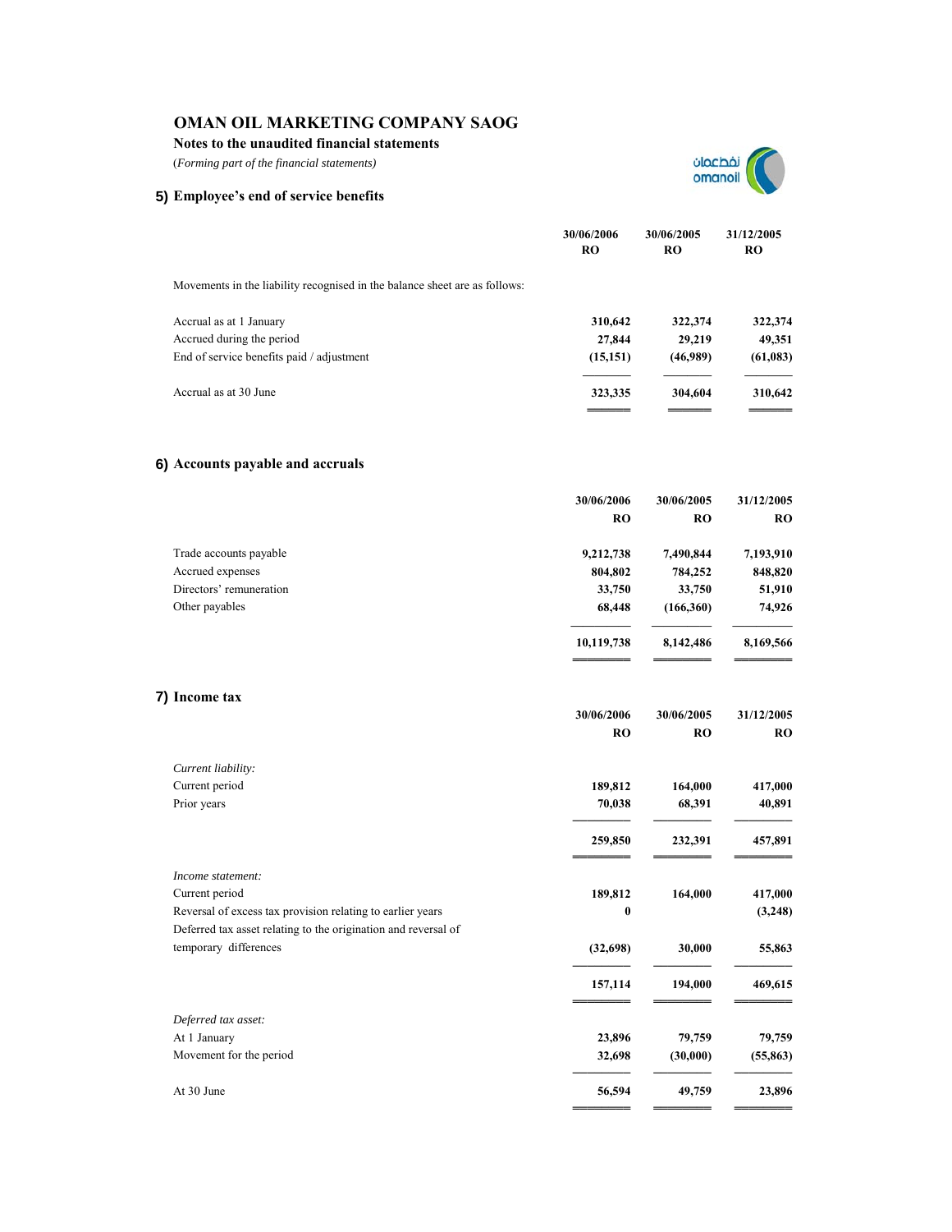# OMAN OIL MARKETING COMPANY SAOG

**Notes to the unaudited financial statements**

*(Forming part of the financial statements)*

## 5) Employee's end of service benefits

Movements in the liability recognised in the balance sheet are as follows:

| | 30/06/2006 RO | 30/06/2005 RO | 31/12/2005 RO |
|---|---|---|---|
| Accrual as at 1 January | 310,642 | 322,374 | 322,374 |
| Accrued during the period | 27,844 | 29,219 | 49,351 |
| End of service benefits paid / adjustment | (15,151) | (46,989) | (61,083) |
| Accrual as at 30 June | 323,335 | 304,604 | 310,642 |

## 6) Accounts payable and accruals

| | 30/06/2006 RO | 30/06/2005 RO | 31/12/2005 RO |
|---|---|---|---|
| Trade accounts payable | 9,212,738 | 7,490,844 | 7,193,910 |
| Accrued expenses | 804,802 | 784,252 | 848,820 |
| Directors' remuneration | 33,750 | 33,750 | 51,910 |
| Other payables | 68,448 | (166,360) | 74,926 |
| | 10,119,738 | 8,142,486 | 8,169,566 |

## 7) Income tax

| | 30/06/2006 RO | 30/06/2005 RO | 31/12/2005 RO |
|---|---|---|---|
| *Current liability:* | | | |
| Current period | 189,812 | 164,000 | 417,000 |
| Prior years | 70,038 | 68,391 | 40,891 |
| | 259,850 | 232,391 | 457,891 |
| *Income statement:* | | | |
| Current period | 189,812 | 164,000 | 417,000 |
| Reversal of excess tax provision relating to earlier years | 0 | | (3,248) |
| Deferred tax asset relating to the origination and reversal of temporary differences | (32,698) | 30,000 | 55,863 |
| | 157,114 | 194,000 | 469,615 |
| *Deferred tax asset:* | | | |
| At 1 January | 23,896 | 79,759 | 79,759 |
| Movement for the period | 32,698 | (30,000) | (55,863) |
| At 30 June | 56,594 | 49,759 | 23,896 |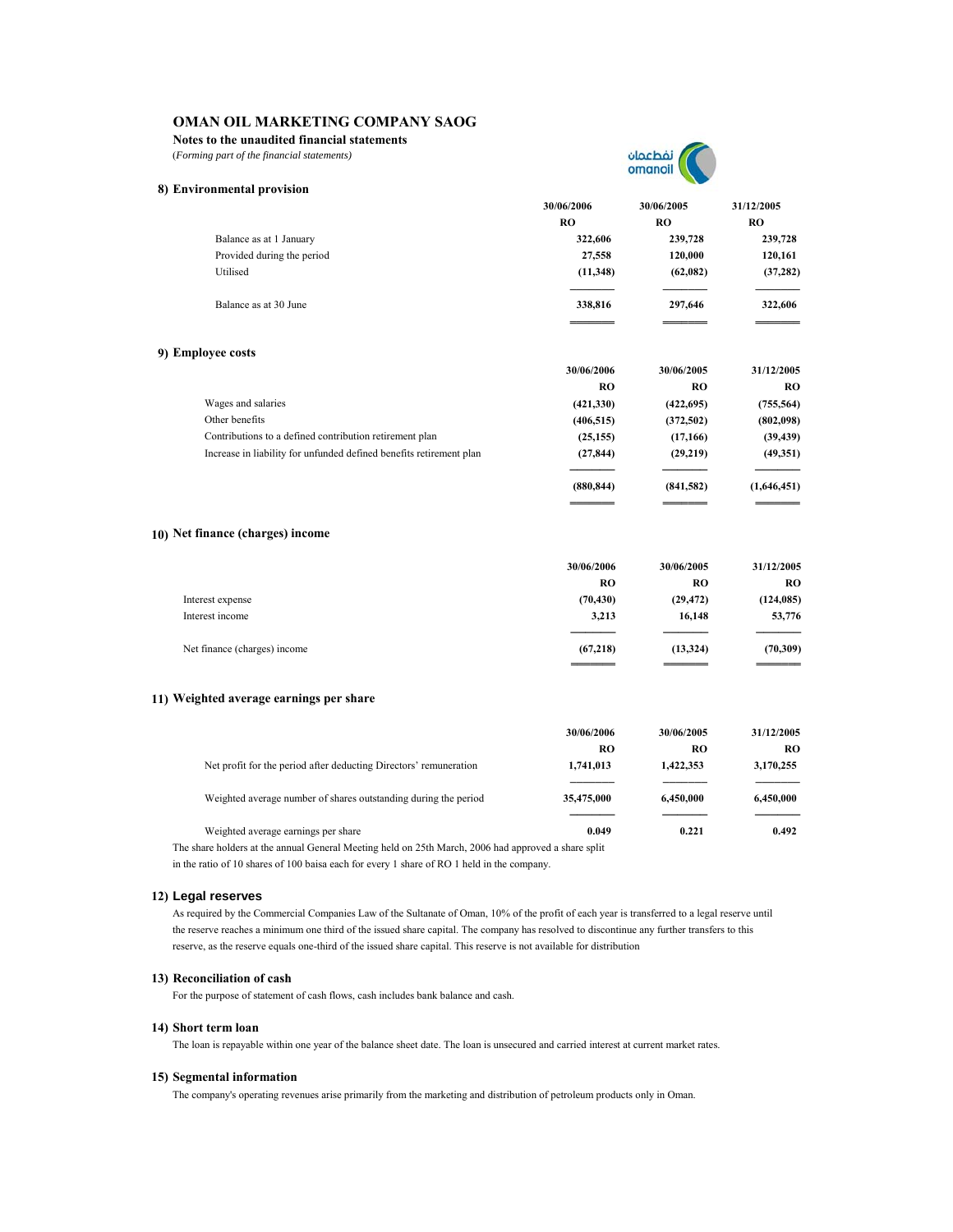# OMAN OIL MARKETING COMPANY SAOG

**Notes to the unaudited financial statements**

*(Forming part of the financial statements)*

## 8) Environmental provision

| | 30/06/2006 | 30/06/2005 | 31/12/2005 |
|---|---|---|---|
| | RO | RO | RO |
| Balance as at 1 January | 322,606 | 239,728 | 239,728 |
| Provided during the period | 27,558 | 120,000 | 120,161 |
| Utilised | (11,348) | (62,082) | (37,282) |
| Balance as at 30 June | 338,816 | 297,646 | 322,606 |

## 9) Employee costs

| | 30/06/2006 | 30/06/2005 | 31/12/2005 |
|---|---|---|---|
| | RO | RO | RO |
| Wages and salaries | (421,330) | (422,695) | (755,564) |
| Other benefits | (406,515) | (372,502) | (802,098) |
| Contributions to a defined contribution retirement plan | (25,155) | (17,166) | (39,439) |
| Increase in liability for unfunded defined benefits retirement plan | (27,844) | (29,219) | (49,351) |
| | (880,844) | (841,582) | (1,646,451) |

## 10) Net finance (charges) income

| | 30/06/2006 | 30/06/2005 | 31/12/2005 |
|---|---|---|---|
| | RO | RO | RO |
| Interest expense | (70,430) | (29,472) | (124,085) |
| Interest income | 3,213 | 16,148 | 53,776 |
| Net finance (charges) income | (67,218) | (13,324) | (70,309) |

## 11) Weighted average earnings per share

| | 30/06/2006 | 30/06/2005 | 31/12/2005 |
|---|---|---|---|
| | RO | RO | RO |
| Net profit for the period after deducting Directors' remuneration | 1,741,013 | 1,422,353 | 3,170,255 |
| Weighted average number of shares outstanding during the period | 35,475,000 | 6,450,000 | 6,450,000 |
| Weighted average earnings per share | 0.049 | 0.221 | 0.492 |

The share holders at the annual General Meeting held on 25th March, 2006 had approved a share split in the ratio of 10 shares of 100 baisa each for every 1 share of RO 1 held in the company.

## 12) Legal reserves

As required by the Commercial Companies Law of the Sultanate of Oman, 10% of the profit of each year is transferred to a legal reserve until the reserve reaches a minimum one third of the issued share capital. The company has resolved to discontinue any further transfers to this reserve, as the reserve equals one-third of the issued share capital. This reserve is not available for distribution

## 13) Reconciliation of cash

For the purpose of statement of cash flows, cash includes bank balance and cash.

## 14) Short term loan

The loan is repayable within one year of the balance sheet date. The loan is unsecured and carried interest at current market rates.

## 15) Segmental information

The company's operating revenues arise primarily from the marketing and distribution of petroleum products only in Oman.